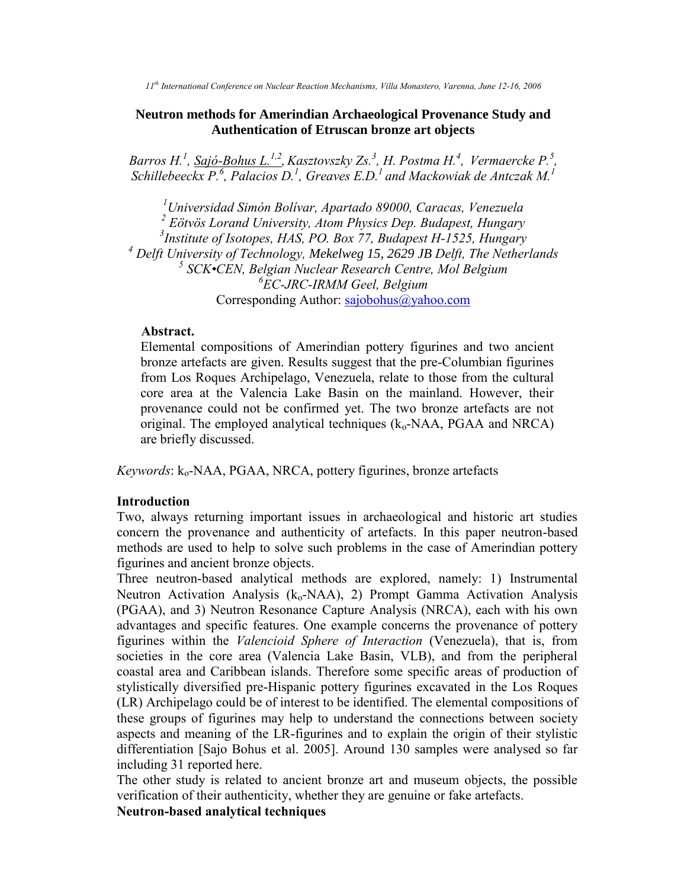# Neutron methods for Amerindian Archaeological Provenance Study and Authentication of Etruscan bronze art objects

*Barros H.[1], Sajó-Bohus L.[1,2], Kasztovszky Zs.[3], H. Postma H.[4], Vermaercke P.[5], Schillebeeckx P.[6], Palacios D.[1], Greaves E.D.[1] and Mackowiak de Antczak M.[1]*

[1]*Universidad Simón Bolívar, Apartado 89000, Caracas, Venezuela*
[2] *Eötvös Lorand University, Atom Physics Dep. Budapest, Hungary*
[3]*Institute of Isotopes, HAS, PO. Box 77, Budapest H-1525, Hungary*
[4] *Delft University of Technology, Mekelweg 15, 2629 JB Delft, The Netherlands*
[5] *SCK•CEN, Belgian Nuclear Research Centre, Mol Belgium*
[6]*EC-JRC-IRMM Geel, Belgium*
Corresponding Author: sajobohus@yahoo.com

**Abstract.**
Elemental compositions of Amerindian pottery figurines and two ancient bronze artefacts are given. Results suggest that the pre-Columbian figurines from Los Roques Archipelago, Venezuela, relate to those from the cultural core area at the Valencia Lake Basin on the mainland. However, their provenance could not be confirmed yet. The two bronze artefacts are not original. The employed analytical techniques ($k_o$-NAA, PGAA and NRCA) are briefly discussed.

*Keywords*: $k_o$-NAA, PGAA, NRCA, pottery figurines, bronze artefacts

## Introduction

Two, always returning important issues in archaeological and historic art studies concern the provenance and authenticity of artefacts. In this paper neutron-based methods are used to help to solve such problems in the case of Amerindian pottery figurines and ancient bronze objects.

Three neutron-based analytical methods are explored, namely: 1) Instrumental Neutron Activation Analysis ($k_o$-NAA), 2) Prompt Gamma Activation Analysis (PGAA), and 3) Neutron Resonance Capture Analysis (NRCA), each with his own advantages and specific features. One example concerns the provenance of pottery figurines within the *Valencioid Sphere of Interaction* (Venezuela), that is, from societies in the core area (Valencia Lake Basin, VLB), and from the peripheral coastal area and Caribbean islands. Therefore some specific areas of production of stylistically diversified pre-Hispanic pottery figurines excavated in the Los Roques (LR) Archipelago could be of interest to be identified. The elemental compositions of these groups of figurines may help to understand the connections between society aspects and meaning of the LR-figurines and to explain the origin of their stylistic differentiation [Sajo Bohus et al. 2005]. Around 130 samples were analysed so far including 31 reported here.

The other study is related to ancient bronze art and museum objects, the possible verification of their authenticity, whether they are genuine or fake artefacts.

## Neutron-based analytical techniques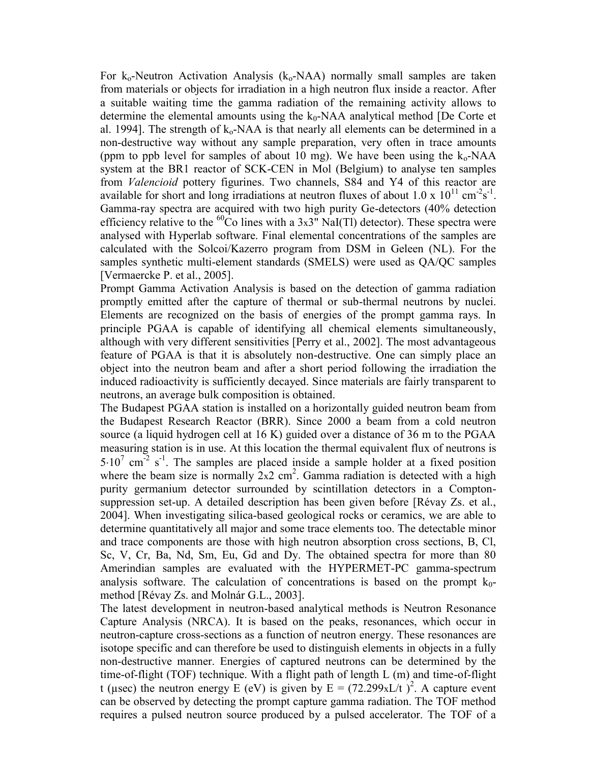For $k_o$-Neutron Activation Analysis ($k_o$-NAA) normally small samples are taken from materials or objects for irradiation in a high neutron flux inside a reactor. After a suitable waiting time the gamma radiation of the remaining activity allows to determine the elemental amounts using the $k_0$-NAA analytical method [De Corte et al. 1994]. The strength of $k_o$-NAA is that nearly all elements can be determined in a non-destructive way without any sample preparation, very often in trace amounts (ppm to ppb level for samples of about 10 mg). We have been using the $k_o$-NAA system at the BR1 reactor of SCK-CEN in Mol (Belgium) to analyse ten samples from *Valencioid* pottery figurines. Two channels, S84 and Y4 of this reactor are available for short and long irradiations at neutron fluxes of about $1.0 \times 10^{11}$ $cm^{-2}s^{-1}$. Gamma-ray spectra are acquired with two high purity Ge-detectors (40% detection efficiency relative to the $^{60}Co$ lines with a 3x3" NaI(Tl) detector). These spectra were analysed with Hyperlab software. Final elemental concentrations of the samples are calculated with the Solcoi/Kazerro program from DSM in Geleen (NL). For the samples synthetic multi-element standards (SMELS) were used as QA/QC samples [Vermaercke P. et al., 2005].

Prompt Gamma Activation Analysis is based on the detection of gamma radiation promptly emitted after the capture of thermal or sub-thermal neutrons by nuclei. Elements are recognized on the basis of energies of the prompt gamma rays. In principle PGAA is capable of identifying all chemical elements simultaneously, although with very different sensitivities [Perry et al., 2002]. The most advantageous feature of PGAA is that it is absolutely non-destructive. One can simply place an object into the neutron beam and after a short period following the irradiation the induced radioactivity is sufficiently decayed. Since materials are fairly transparent to neutrons, an average bulk composition is obtained.

The Budapest PGAA station is installed on a horizontally guided neutron beam from the Budapest Research Reactor (BRR). Since 2000 a beam from a cold neutron source (a liquid hydrogen cell at 16 K) guided over a distance of 36 m to the PGAA measuring station is in use. At this location the thermal equivalent flux of neutrons is $5 \cdot 10^7$ $cm^{-2}$ $s^{-1}$. The samples are placed inside a sample holder at a fixed position where the beam size is normally 2x2 $cm^2$. Gamma radiation is detected with a high purity germanium detector surrounded by scintillation detectors in a Compton-suppression set-up. A detailed description has been given before [Révay Zs. et al., 2004]. When investigating silica-based geological rocks or ceramics, we are able to determine quantitatively all major and some trace elements too. The detectable minor and trace components are those with high neutron absorption cross sections, B, Cl, Sc, V, Cr, Ba, Nd, Sm, Eu, Gd and Dy. The obtained spectra for more than 80 Amerindian samples are evaluated with the HYPERMET-PC gamma-spectrum analysis software. The calculation of concentrations is based on the prompt $k_0$-method [Révay Zs. and Molnár G.L., 2003].

The latest development in neutron-based analytical methods is Neutron Resonance Capture Analysis (NRCA). It is based on the peaks, resonances, which occur in neutron-capture cross-sections as a function of neutron energy. These resonances are isotope specific and can therefore be used to distinguish elements in objects in a fully non-destructive manner. Energies of captured neutrons can be determined by the time-of-flight (TOF) technique. With a flight path of length L (m) and time-of-flight t (μsec) the neutron energy E (eV) is given by $E = (72.299 \times L/t)^2$. A capture event can be observed by detecting the prompt capture gamma radiation. The TOF method requires a pulsed neutron source produced by a pulsed accelerator. The TOF of a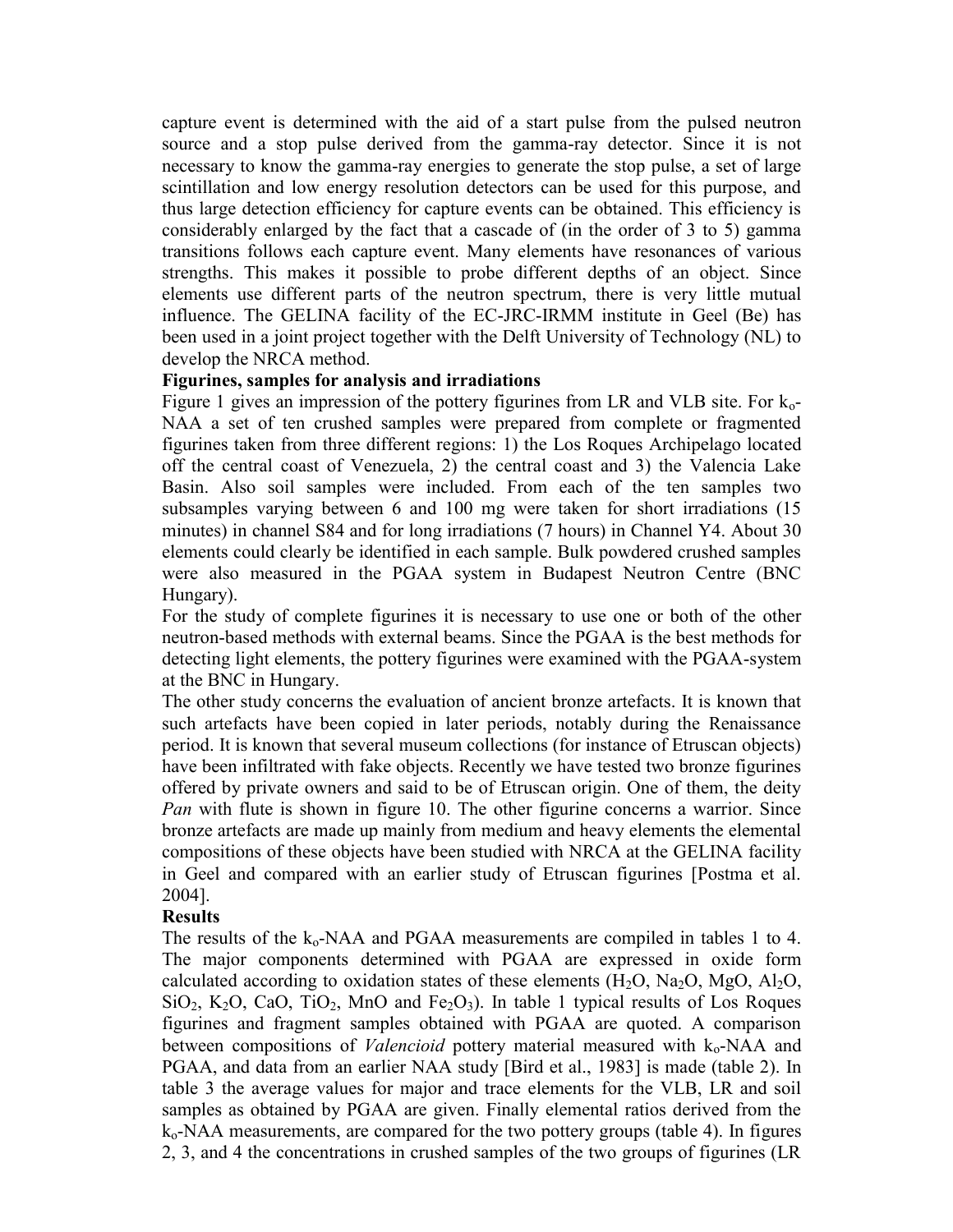capture event is determined with the aid of a start pulse from the pulsed neutron source and a stop pulse derived from the gamma-ray detector. Since it is not necessary to know the gamma-ray energies to generate the stop pulse, a set of large scintillation and low energy resolution detectors can be used for this purpose, and thus large detection efficiency for capture events can be obtained. This efficiency is considerably enlarged by the fact that a cascade of (in the order of 3 to 5) gamma transitions follows each capture event. Many elements have resonances of various strengths. This makes it possible to probe different depths of an object. Since elements use different parts of the neutron spectrum, there is very little mutual influence. The GELINA facility of the EC-JRC-IRMM institute in Geel (Be) has been used in a joint project together with the Delft University of Technology (NL) to develop the NRCA method.

**Figurines, samples for analysis and irradiations**

Figure 1 gives an impression of the pottery figurines from LR and VLB site. For $k_o$-NAA a set of ten crushed samples were prepared from complete or fragmented figurines taken from three different regions: 1) the Los Roques Archipelago located off the central coast of Venezuela, 2) the central coast and 3) the Valencia Lake Basin. Also soil samples were included. From each of the ten samples two subsamples varying between 6 and 100 mg were taken for short irradiations (15 minutes) in channel S84 and for long irradiations (7 hours) in Channel Y4. About 30 elements could clearly be identified in each sample. Bulk powdered crushed samples were also measured in the PGAA system in Budapest Neutron Centre (BNC Hungary).

For the study of complete figurines it is necessary to use one or both of the other neutron-based methods with external beams. Since the PGAA is the best methods for detecting light elements, the pottery figurines were examined with the PGAA-system at the BNC in Hungary.

The other study concerns the evaluation of ancient bronze artefacts. It is known that such artefacts have been copied in later periods, notably during the Renaissance period. It is known that several museum collections (for instance of Etruscan objects) have been infiltrated with fake objects. Recently we have tested two bronze figurines offered by private owners and said to be of Etruscan origin. One of them, the deity *Pan* with flute is shown in figure 10. The other figurine concerns a warrior. Since bronze artefacts are made up mainly from medium and heavy elements the elemental compositions of these objects have been studied with NRCA at the GELINA facility in Geel and compared with an earlier study of Etruscan figurines [Postma et al. 2004].

**Results**

The results of the $k_o$-NAA and PGAA measurements are compiled in tables 1 to 4. The major components determined with PGAA are expressed in oxide form calculated according to oxidation states of these elements ($H_2O$, $Na_2O$, $MgO$, $Al_2O$, $SiO_2$, $K_2O$, $CaO$, $TiO_2$, $MnO$ and $Fe_2O_3$). In table 1 typical results of Los Roques figurines and fragment samples obtained with PGAA are quoted. A comparison between compositions of *Valencioid* pottery material measured with $k_o$-NAA and PGAA, and data from an earlier NAA study [Bird et al., 1983] is made (table 2). In table 3 the average values for major and trace elements for the VLB, LR and soil samples as obtained by PGAA are given. Finally elemental ratios derived from the $k_o$-NAA measurements, are compared for the two pottery groups (table 4). In figures 2, 3, and 4 the concentrations in crushed samples of the two groups of figurines (LR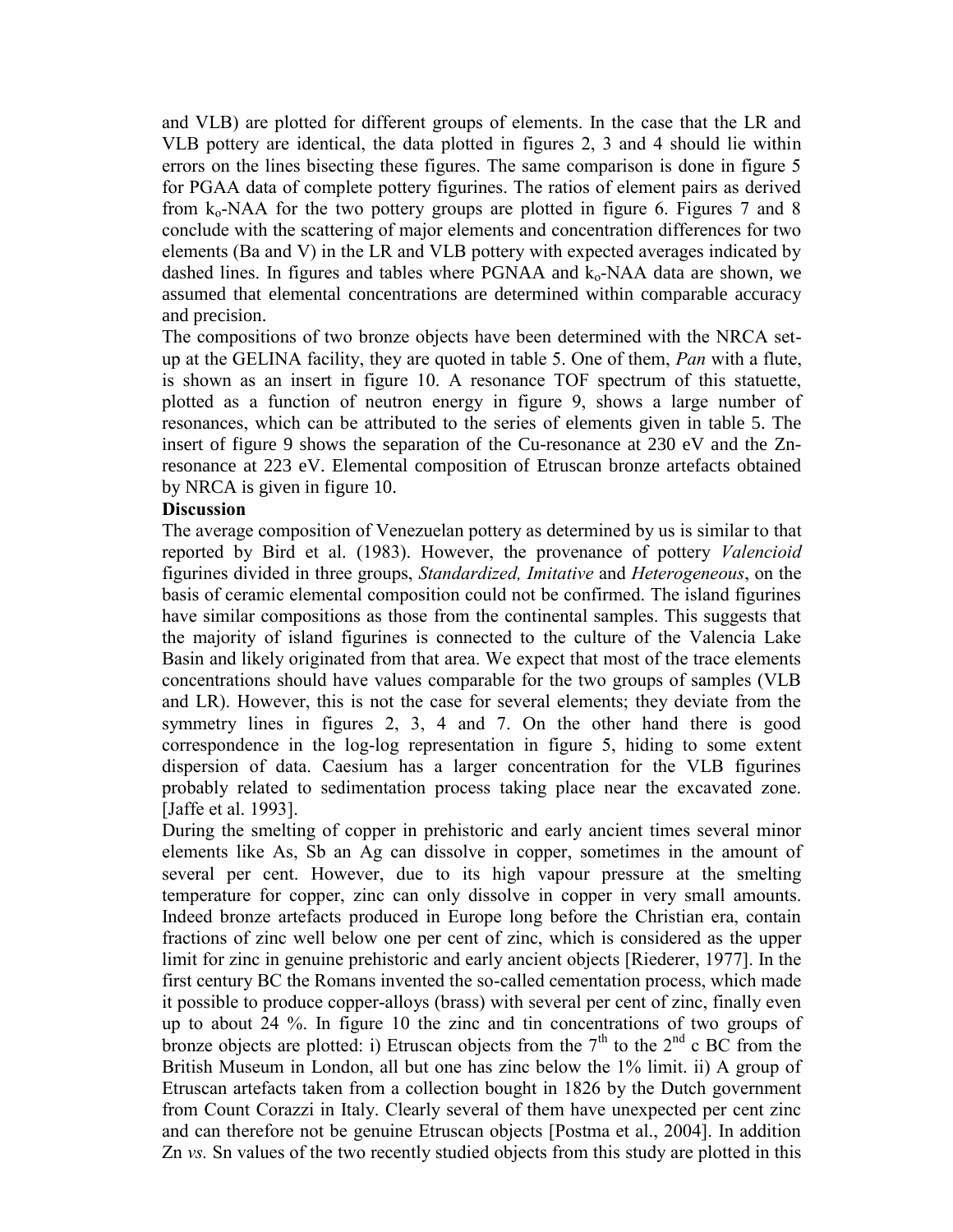and VLB) are plotted for different groups of elements. In the case that the LR and VLB pottery are identical, the data plotted in figures 2, 3 and 4 should lie within errors on the lines bisecting these figures. The same comparison is done in figure 5 for PGAA data of complete pottery figurines. The ratios of element pairs as derived from $k_o$-NAA for the two pottery groups are plotted in figure 6. Figures 7 and 8 conclude with the scattering of major elements and concentration differences for two elements (Ba and V) in the LR and VLB pottery with expected averages indicated by dashed lines. In figures and tables where PGNAA and $k_o$-NAA data are shown, we assumed that elemental concentrations are determined within comparable accuracy and precision.

The compositions of two bronze objects have been determined with the NRCA set-up at the GELINA facility, they are quoted in table 5. One of them, *Pan* with a flute, is shown as an insert in figure 10. A resonance TOF spectrum of this statuette, plotted as a function of neutron energy in figure 9, shows a large number of resonances, which can be attributed to the series of elements given in table 5. The insert of figure 9 shows the separation of the Cu-resonance at 230 eV and the Zn-resonance at 223 eV. Elemental composition of Etruscan bronze artefacts obtained by NRCA is given in figure 10.

**Discussion**

The average composition of Venezuelan pottery as determined by us is similar to that reported by Bird et al. (1983). However, the provenance of pottery *Valencioid* figurines divided in three groups, *Standardized, Imitative* and *Heterogeneous*, on the basis of ceramic elemental composition could not be confirmed. The island figurines have similar compositions as those from the continental samples. This suggests that the majority of island figurines is connected to the culture of the Valencia Lake Basin and likely originated from that area. We expect that most of the trace elements concentrations should have values comparable for the two groups of samples (VLB and LR). However, this is not the case for several elements; they deviate from the symmetry lines in figures 2, 3, 4 and 7. On the other hand there is good correspondence in the log-log representation in figure 5, hiding to some extent dispersion of data. Caesium has a larger concentration for the VLB figurines probably related to sedimentation process taking place near the excavated zone. [Jaffe et al. 1993].

During the smelting of copper in prehistoric and early ancient times several minor elements like As, Sb an Ag can dissolve in copper, sometimes in the amount of several per cent. However, due to its high vapour pressure at the smelting temperature for copper, zinc can only dissolve in copper in very small amounts. Indeed bronze artefacts produced in Europe long before the Christian era, contain fractions of zinc well below one per cent of zinc, which is considered as the upper limit for zinc in genuine prehistoric and early ancient objects [Riederer, 1977]. In the first century BC the Romans invented the so-called cementation process, which made it possible to produce copper-alloys (brass) with several per cent of zinc, finally even up to about 24 %. In figure 10 the zinc and tin concentrations of two groups of bronze objects are plotted: i) Etruscan objects from the $7^{th}$ to the $2^{nd}$ c BC from the British Museum in London, all but one has zinc below the 1% limit. ii) A group of Etruscan artefacts taken from a collection bought in 1826 by the Dutch government from Count Corazzi in Italy. Clearly several of them have unexpected per cent zinc and can therefore not be genuine Etruscan objects [Postma et al., 2004]. In addition Zn *vs.* Sn values of the two recently studied objects from this study are plotted in this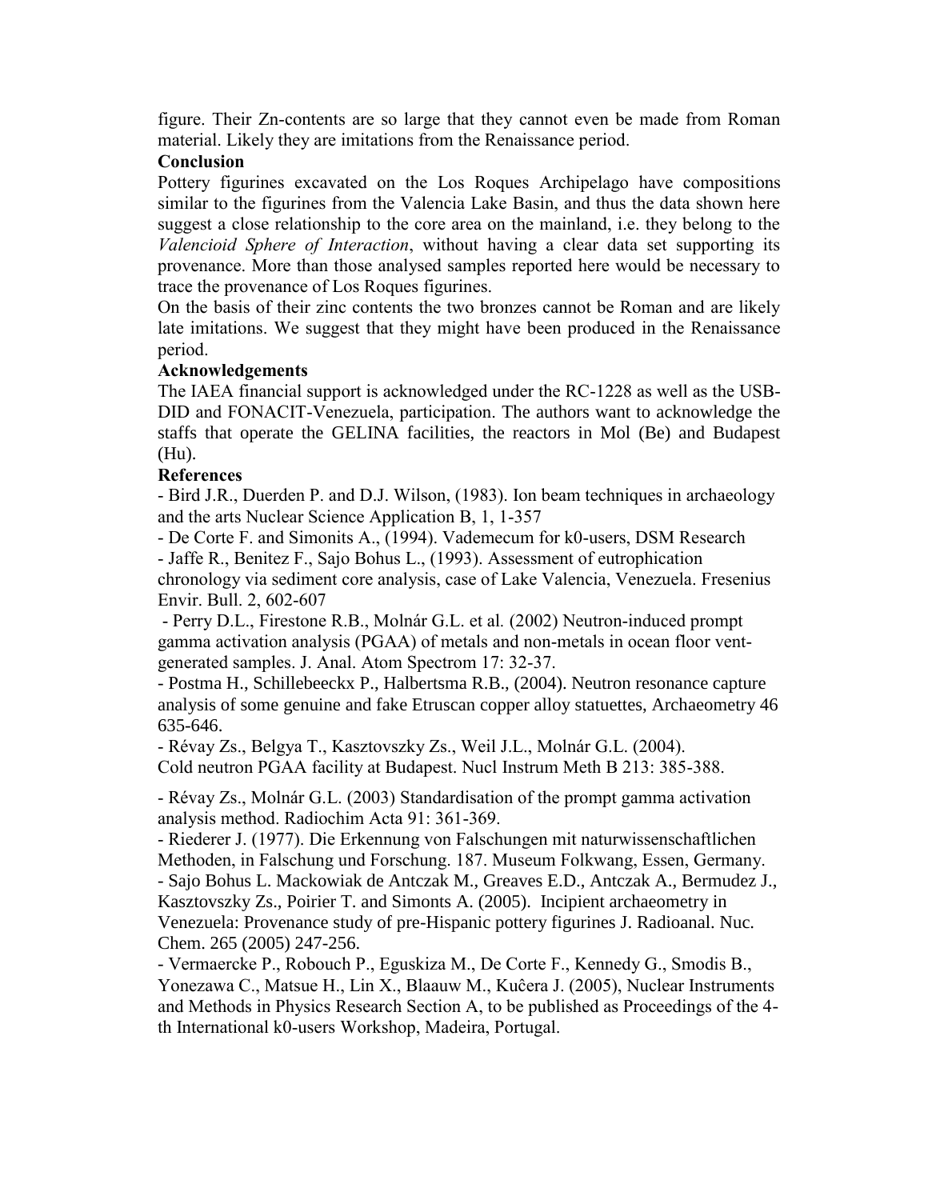figure. Their Zn-contents are so large that they cannot even be made from Roman material. Likely they are imitations from the Renaissance period.

## Conclusion

Pottery figurines excavated on the Los Roques Archipelago have compositions similar to the figurines from the Valencia Lake Basin, and thus the data shown here suggest a close relationship to the core area on the mainland, i.e. they belong to the *Valencioid Sphere of Interaction*, without having a clear data set supporting its provenance. More than those analysed samples reported here would be necessary to trace the provenance of Los Roques figurines.

On the basis of their zinc contents the two bronzes cannot be Roman and are likely late imitations. We suggest that they might have been produced in the Renaissance period.

## Acknowledgements

The IAEA financial support is acknowledged under the RC-1228 as well as the USB-DID and FONACIT-Venezuela, participation. The authors want to acknowledge the staffs that operate the GELINA facilities, the reactors in Mol (Be) and Budapest (Hu).

## References

- Bird J.R., Duerden P. and D.J. Wilson, (1983). Ion beam techniques in archaeology and the arts Nuclear Science Application B, 1, 1-357
- De Corte F. and Simonits A., (1994). Vademecum for k0-users, DSM Research
- Jaffe R., Benitez F., Sajo Bohus L., (1993). Assessment of eutrophication chronology via sediment core analysis, case of Lake Valencia, Venezuela. Fresenius Envir. Bull. 2, 602-607
- Perry D.L., Firestone R.B., Molnár G.L. et al. (2002) Neutron-induced prompt gamma activation analysis (PGAA) of metals and non-metals in ocean floor vent-generated samples. J. Anal. Atom Spectrom 17: 32-37.
- Postma H., Schillebeeckx P., Halbertsma R.B., (2004). Neutron resonance capture analysis of some genuine and fake Etruscan copper alloy statuettes, Archaeometry 46 635-646.
- Révay Zs., Belgya T., Kasztovszky Zs., Weil J.L., Molnár G.L. (2004). Cold neutron PGAA facility at Budapest. Nucl Instrum Meth B 213: 385-388.
- Révay Zs., Molnár G.L. (2003) Standardisation of the prompt gamma activation analysis method. Radiochim Acta 91: 361-369.
- Riederer J. (1977). Die Erkennung von Falschungen mit naturwissenschaftlichen Methoden, in Falschung und Forschung. 187. Museum Folkwang, Essen, Germany.
- Sajo Bohus L. Mackowiak de Antczak M., Greaves E.D., Antczak A., Bermudez J., Kasztovszky Zs., Poirier T. and Simonts A. (2005). Incipient archaeometry in Venezuela: Provenance study of pre-Hispanic pottery figurines J. Radioanal. Nuc. Chem. 265 (2005) 247-256.
- Vermaercke P., Robouch P., Eguskiza M., De Corte F., Kennedy G., Smodis B., Yonezawa C., Matsue H., Lin X., Blaauw M., Kuĉera J. (2005), Nuclear Instruments and Methods in Physics Research Section A, to be published as Proceedings of the 4-th International k0-users Workshop, Madeira, Portugal.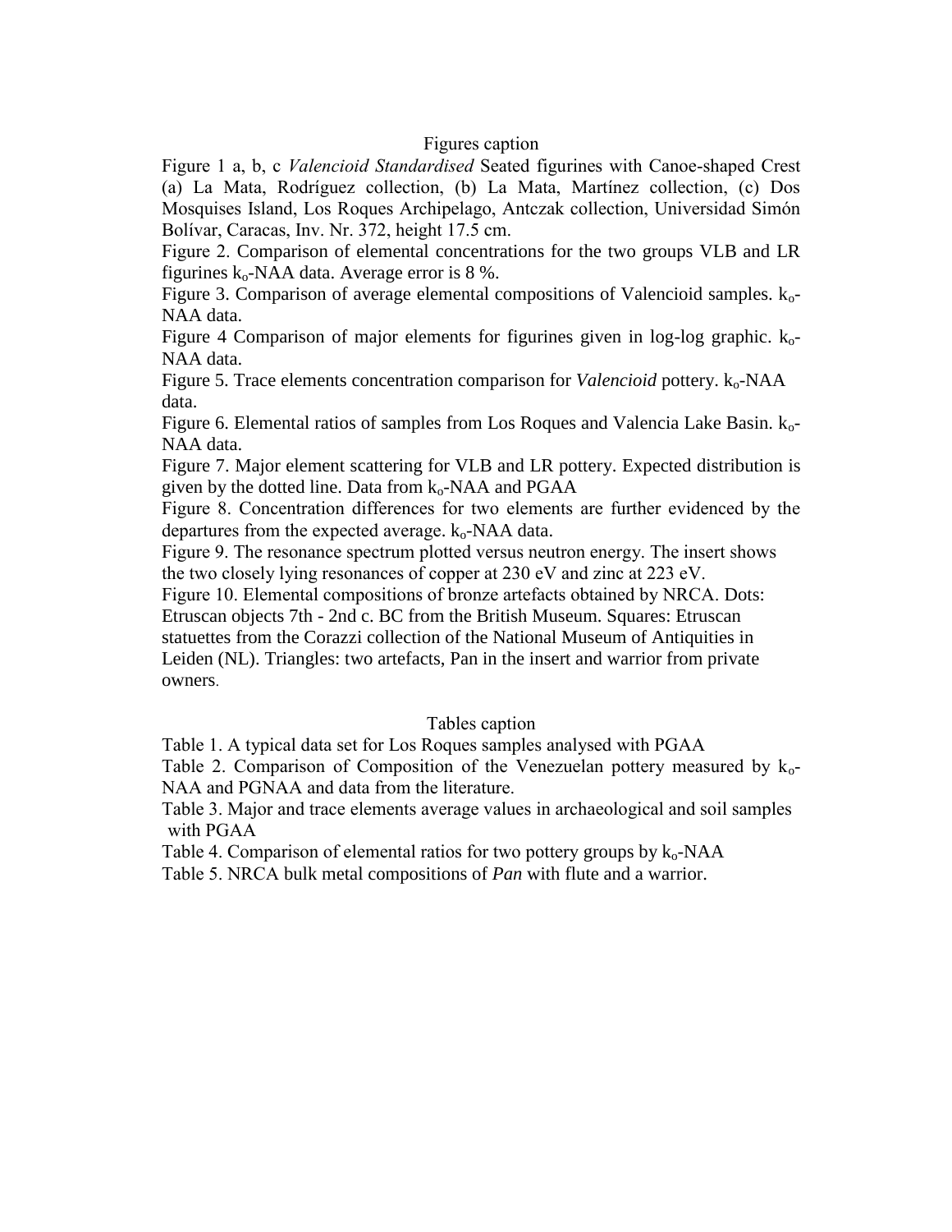## Figures caption

Figure 1 a, b, c *Valencioid Standardised* Seated figurines with Canoe-shaped Crest (a) La Mata, Rodríguez collection, (b) La Mata, Martínez collection, (c) Dos Mosquises Island, Los Roques Archipelago, Antczak collection, Universidad Simón Bolívar, Caracas, Inv. Nr. 372, height 17.5 cm.

Figure 2. Comparison of elemental concentrations for the two groups VLB and LR figurines $k_o$-NAA data. Average error is 8 %.

Figure 3. Comparison of average elemental compositions of Valencioid samples. $k_o$-NAA data.

Figure 4 Comparison of major elements for figurines given in log-log graphic. $k_o$-NAA data.

Figure 5. Trace elements concentration comparison for *Valencioid* pottery. $k_o$-NAA data.

Figure 6. Elemental ratios of samples from Los Roques and Valencia Lake Basin. $k_o$-NAA data.

Figure 7. Major element scattering for VLB and LR pottery. Expected distribution is given by the dotted line. Data from $k_o$-NAA and PGAA

Figure 8. Concentration differences for two elements are further evidenced by the departures from the expected average. $k_o$-NAA data.

Figure 9. The resonance spectrum plotted versus neutron energy. The insert shows the two closely lying resonances of copper at 230 eV and zinc at 223 eV.

Figure 10. Elemental compositions of bronze artefacts obtained by NRCA. Dots: Etruscan objects 7th - 2nd c. BC from the British Museum. Squares: Etruscan statuettes from the Corazzi collection of the National Museum of Antiquities in Leiden (NL). Triangles: two artefacts, Pan in the insert and warrior from private owners.

## Tables caption

Table 1. A typical data set for Los Roques samples analysed with PGAA

Table 2. Comparison of Composition of the Venezuelan pottery measured by $k_o$-NAA and PGNAA and data from the literature.

Table 3. Major and trace elements average values in archaeological and soil samples with PGAA

Table 4. Comparison of elemental ratios for two pottery groups by $k_o$-NAA

Table 5. NRCA bulk metal compositions of *Pan* with flute and a warrior.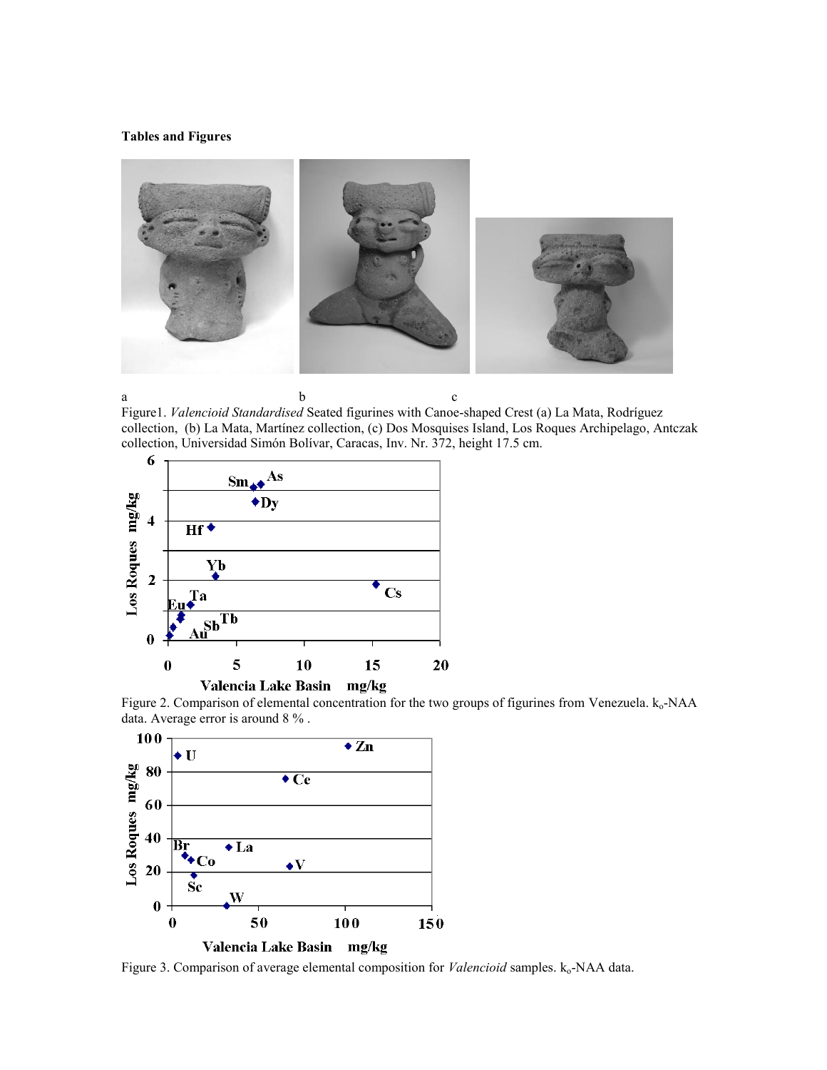**Tables and Figures**

a b c

Figure1. *Valencioid Standardised* Seated figurines with Canoe-shaped Crest (a) La Mata, Rodríguez collection, (b) La Mata, Martínez collection, (c) Dos Mosquises Island, Los Roques Archipelago, Antczak collection, Universidad Simón Bolívar, Caracas, Inv. Nr. 372, height 17.5 cm.

Figure 2. Comparison of elemental concentration for the two groups of figurines from Venezuela. $k_o$-NAA data. Average error is around 8 % .

Figure 3. Comparison of average elemental composition for *Valencioid* samples. $k_o$-NAA data.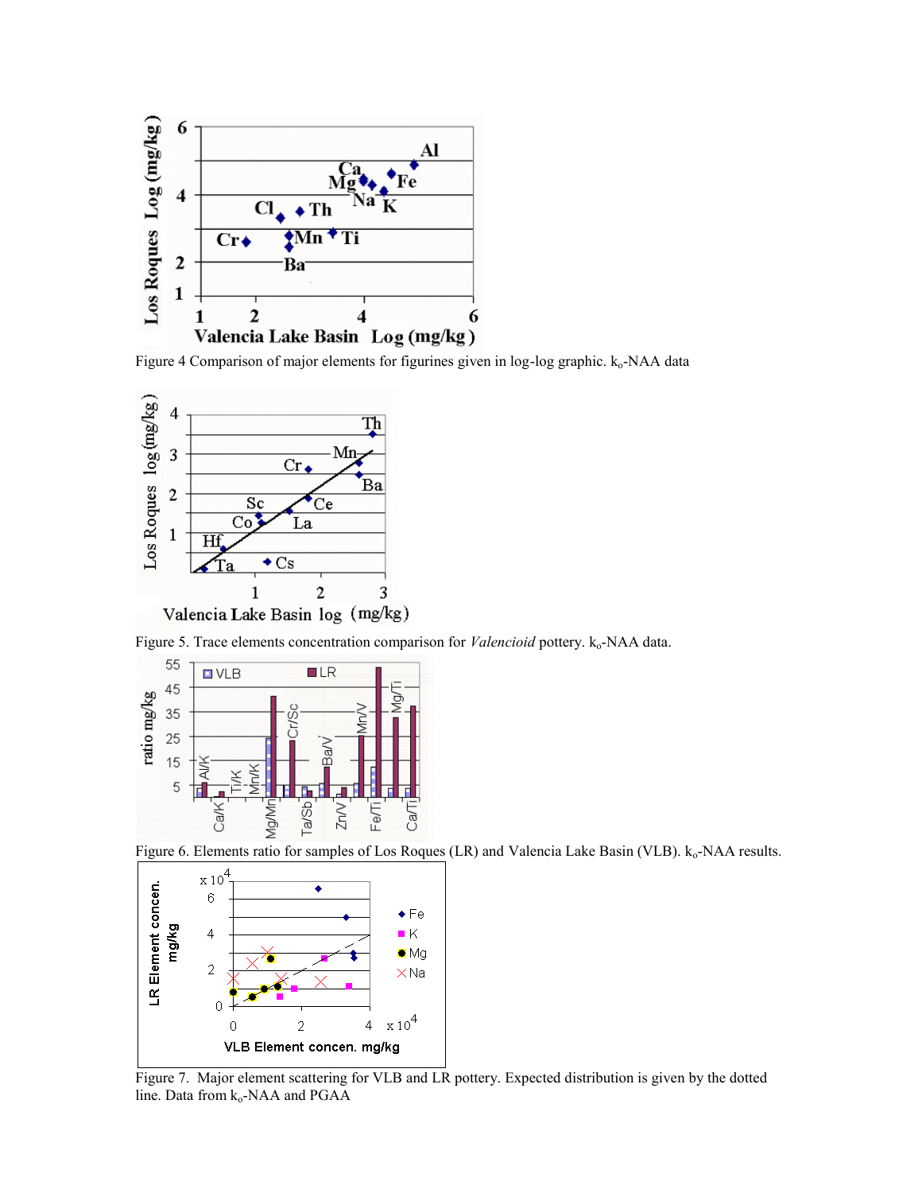Figure 4 Comparison of major elements for figurines given in log-log graphic. $k_o$-NAA data

Figure 5. Trace elements concentration comparison for *Valencioid* pottery. $k_o$-NAA data.

Figure 6. Elements ratio for samples of Los Roques (LR) and Valencia Lake Basin (VLB). $k_o$-NAA results.

Figure 7. Major element scattering for VLB and LR pottery. Expected distribution is given by the dotted line. Data from $k_o$-NAA and PGAA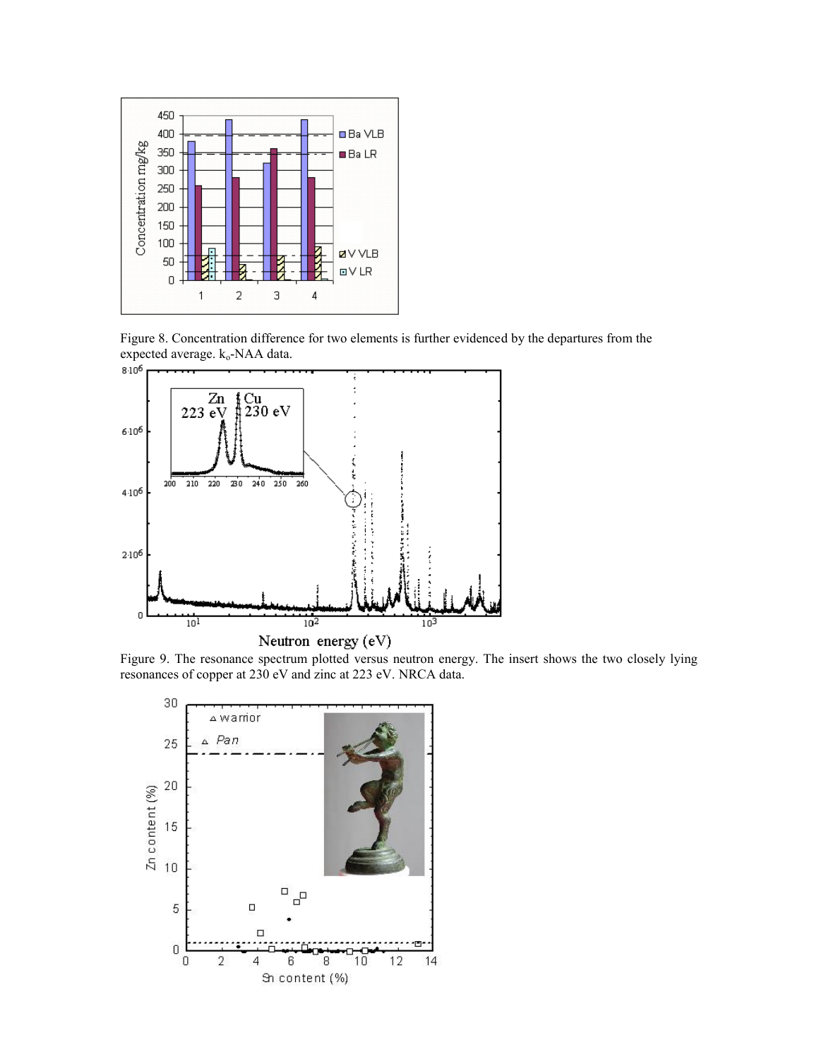Figure 8. Concentration difference for two elements is further evidenced by the departures from the expected average. $k_o$-NAA data.

Figure 9. The resonance spectrum plotted versus neutron energy. The insert shows the two closely lying resonances of copper at 230 eV and zinc at 223 eV. NRCA data.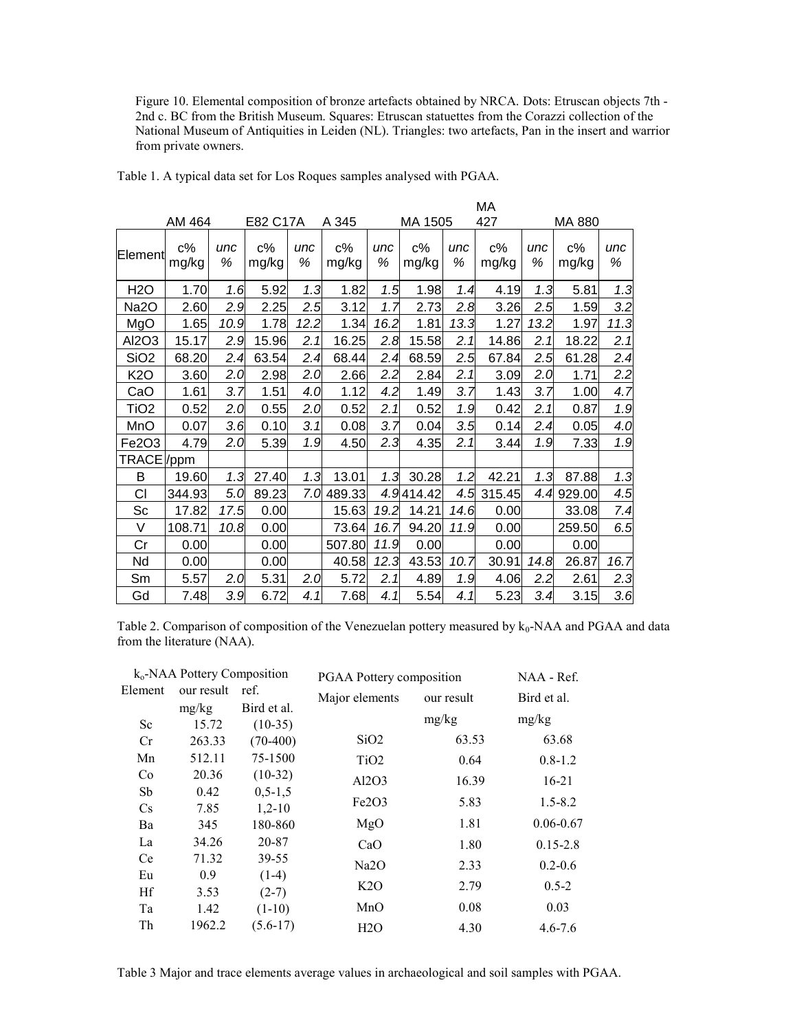Figure 10. Elemental composition of bronze artefacts obtained by NRCA. Dots: Etruscan objects 7th - 2nd c. BC from the British Museum. Squares: Etruscan statuettes from the Corazzi collection of the National Museum of Antiquities in Leiden (NL). Triangles: two artefacts, Pan in the insert and warrior from private owners.

Table 1. A typical data set for Los Roques samples analysed with PGAA.

| | AM 464 | | E82 C17A | | A 345 | | MA 1505 | | MA 427 | | MA 880 | |
|---|---|---|---|---|---|---|---|---|---|---|---|---|
| Element | c% mg/kg | *unc %* | c% mg/kg | *unc %* | c% mg/kg | *unc %* | c% mg/kg | *unc %* | c% mg/kg | *unc %* | c% mg/kg | *unc %* |
| $H_2O$ | 1.70 | *1.6* | 5.92 | *1.3* | 1.82 | *1.5* | 1.98 | *1.4* | 4.19 | *1.3* | 5.81 | *1.3* |
| $Na_2O$ | 2.60 | *2.9* | 2.25 | *2.5* | 3.12 | *1.7* | 2.73 | *2.8* | 3.26 | *2.5* | 1.59 | *3.2* |
| MgO | 1.65 | *10.9* | 1.78 | *12.2* | 1.34 | *16.2* | 1.81 | *13.3* | 1.27 | *13.2* | 1.97 | *11.3* |
| $Al_2O_3$ | 15.17 | *2.9* | 15.96 | *2.1* | 16.25 | *2.8* | 15.58 | *2.1* | 14.86 | *2.1* | 18.22 | *2.1* |
| $SiO_2$ | 68.20 | *2.4* | 63.54 | *2.4* | 68.44 | *2.4* | 68.59 | *2.5* | 67.84 | *2.5* | 61.28 | *2.4* |
| $K_2O$ | 3.60 | *2.0* | 2.98 | *2.0* | 2.66 | *2.2* | 2.84 | *2.1* | 3.09 | *2.0* | 1.71 | *2.2* |
| CaO | 1.61 | *3.7* | 1.51 | *4.0* | 1.12 | *4.2* | 1.49 | *3.7* | 1.43 | *3.7* | 1.00 | *4.7* |
| $TiO_2$ | 0.52 | *2.0* | 0.55 | *2.0* | 0.52 | *2.1* | 0.52 | *1.9* | 0.42 | *2.1* | 0.87 | *1.9* |
| MnO | 0.07 | *3.6* | 0.10 | *3.1* | 0.08 | *3.7* | 0.04 | *3.5* | 0.14 | *2.4* | 0.05 | *4.0* |
| $Fe_2O_3$ | 4.79 | *2.0* | 5.39 | *1.9* | 4.50 | *2.3* | 4.35 | *2.1* | 3.44 | *1.9* | 7.33 | *1.9* |
| TRACE /ppm | | | | | | | | | | | | |
| B | 19.60 | *1.3* | 27.40 | *1.3* | 13.01 | *1.3* | 30.28 | *1.2* | 42.21 | *1.3* | 87.88 | *1.3* |
| Cl | 344.93 | *5.0* | 89.23 | *7.0* | 489.33 | *4.9* | 414.42 | *4.5* | 315.45 | *4.4* | 929.00 | *4.5* |
| Sc | 17.82 | *17.5* | 0.00 | | 15.63 | *19.2* | 14.21 | *14.6* | 0.00 | | 33.08 | *7.4* |
| V | 108.71 | *10.8* | 0.00 | | 73.64 | *16.7* | 94.20 | *11.9* | 0.00 | | 259.50 | *6.5* |
| Cr | 0.00 | | 0.00 | | 507.80 | *11.9* | 0.00 | | 0.00 | | 0.00 | |
| Nd | 0.00 | | 0.00 | | 40.58 | *12.3* | 43.53 | *10.7* | 30.91 | *14.8* | 26.87 | *16.7* |
| Sm | 5.57 | *2.0* | 5.31 | *2.0* | 5.72 | *2.1* | 4.89 | *1.9* | 4.06 | *2.2* | 2.61 | *2.3* |
| Gd | 7.48 | *3.9* | 6.72 | *4.1* | 7.68 | *4.1* | 5.54 | *4.1* | 5.23 | *3.4* | 3.15 | *3.6* |

Table 2. Comparison of composition of the Venezuelan pottery measured by $k_0$-NAA and PGAA and data from the literature (NAA).

| $k_0$-NAA Pottery Composition | | |
|---|---|---|
| Element | our result mg/kg | ref. Bird et al. |
| Sc | 15.72 | (10-35) |
| Cr | 263.33 | (70-400) |
| Mn | 512.11 | 75-1500 |
| Co | 20.36 | (10-32) |
| Sb | 0.42 | 0,5-1,5 |
| Cs | 7.85 | 1,2-10 |
| Ba | 345 | 180-860 |
| La | 34.26 | 20-87 |
| Ce | 71.32 | 39-55 |
| Eu | 0.9 | (1-4) |
| Hf | 3.53 | (2-7) |
| Ta | 1.42 | (1-10) |
| Th | 1962.2 | (5.6-17) |

| PGAA Pottery composition | | NAA - Ref. |
|---|---|---|
| Major elements | our result mg/kg | Bird et al. mg/kg |
| $SiO_2$ | 63.53 | 63.68 |
| $TiO_2$ | 0.64 | 0.8-1.2 |
| $Al_2O_3$ | 16.39 | 16-21 |
| $Fe_2O_3$ | 5.83 | 1.5-8.2 |
| MgO | 1.81 | 0.06-0.67 |
| CaO | 1.80 | 0.15-2.8 |
| $Na_2O$ | 2.33 | 0.2-0.6 |
| $K_2O$ | 2.79 | 0.5-2 |
| MnO | 0.08 | 0.03 |
| $H_2O$ | 4.30 | 4.6-7.6 |

Table 3 Major and trace elements average values in archaeological and soil samples with PGAA.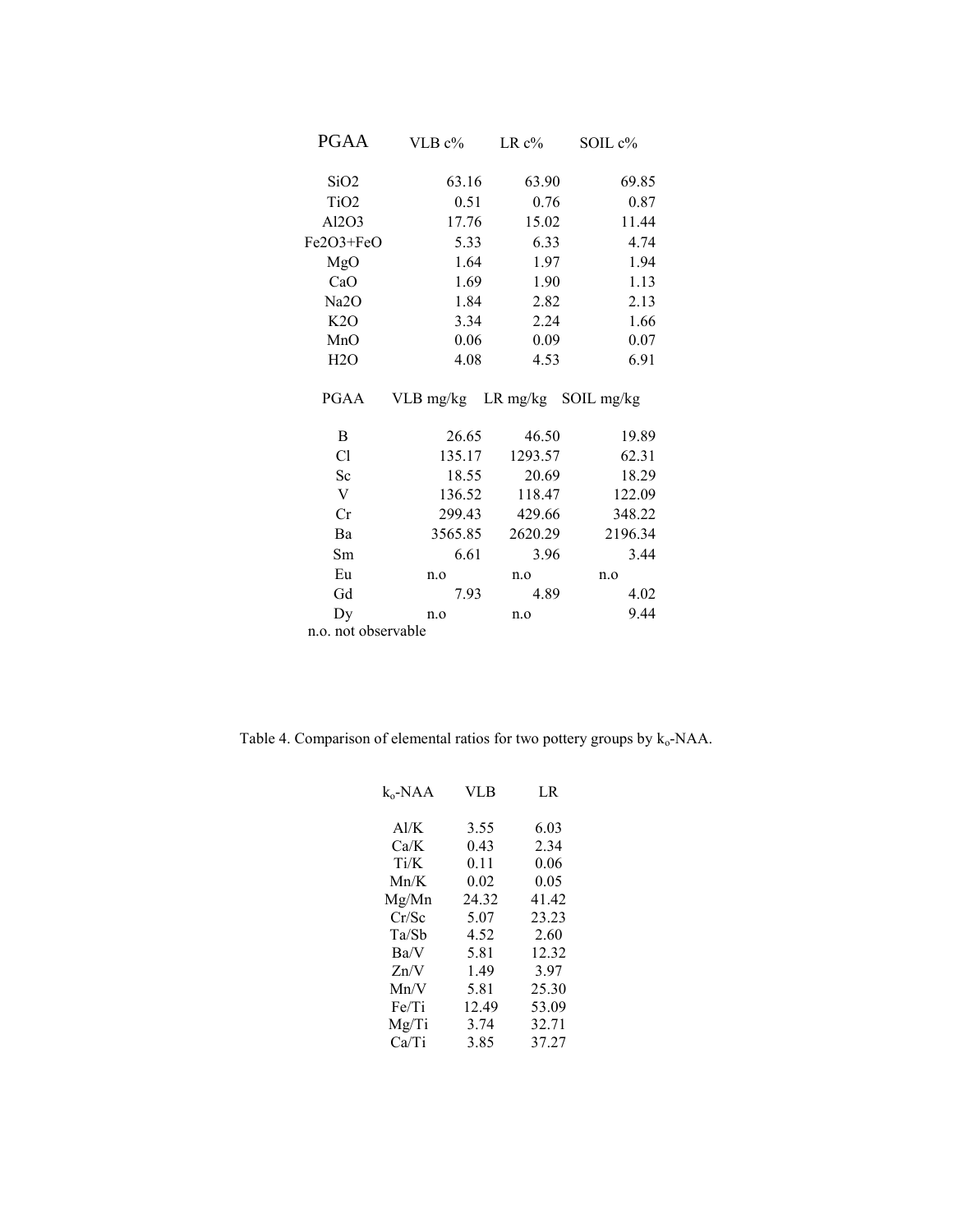| PGAA | VLB c% | LR c% | SOIL c% |
|---|---|---|---|
| $SiO_2$ | 63.16 | 63.90 | 69.85 |
| $TiO_2$ | 0.51 | 0.76 | 0.87 |
| $Al_2O_3$ | 17.76 | 15.02 | 11.44 |
| $Fe_2O_3$+FeO | 5.33 | 6.33 | 4.74 |
| MgO | 1.64 | 1.97 | 1.94 |
| CaO | 1.69 | 1.90 | 1.13 |
| $Na_2O$ | 1.84 | 2.82 | 2.13 |
| $K_2O$ | 3.34 | 2.24 | 1.66 |
| MnO | 0.06 | 0.09 | 0.07 |
| $H_2O$ | 4.08 | 4.53 | 6.91 |

| PGAA | VLB mg/kg | LR mg/kg | SOIL mg/kg |
|---|---|---|---|
| B | 26.65 | 46.50 | 19.89 |
| Cl | 135.17 | 1293.57 | 62.31 |
| Sc | 18.55 | 20.69 | 18.29 |
| V | 136.52 | 118.47 | 122.09 |
| Cr | 299.43 | 429.66 | 348.22 |
| Ba | 3565.85 | 2620.29 | 2196.34 |
| Sm | 6.61 | 3.96 | 3.44 |
| Eu | n.o | n.o | n.o |
| Gd | 7.93 | 4.89 | 4.02 |
| Dy | n.o | n.o | 9.44 |

n.o. not observable

Table 4. Comparison of elemental ratios for two pottery groups by $k_o$-NAA.

| $k_o$-NAA | VLB | LR |
|---|---|---|
| Al/K | 3.55 | 6.03 |
| Ca/K | 0.43 | 2.34 |
| Ti/K | 0.11 | 0.06 |
| Mn/K | 0.02 | 0.05 |
| Mg/Mn | 24.32 | 41.42 |
| Cr/Sc | 5.07 | 23.23 |
| Ta/Sb | 4.52 | 2.60 |
| Ba/V | 5.81 | 12.32 |
| Zn/V | 1.49 | 3.97 |
| Mn/V | 5.81 | 25.30 |
| Fe/Ti | 12.49 | 53.09 |
| Mg/Ti | 3.74 | 32.71 |
| Ca/Ti | 3.85 | 37.27 |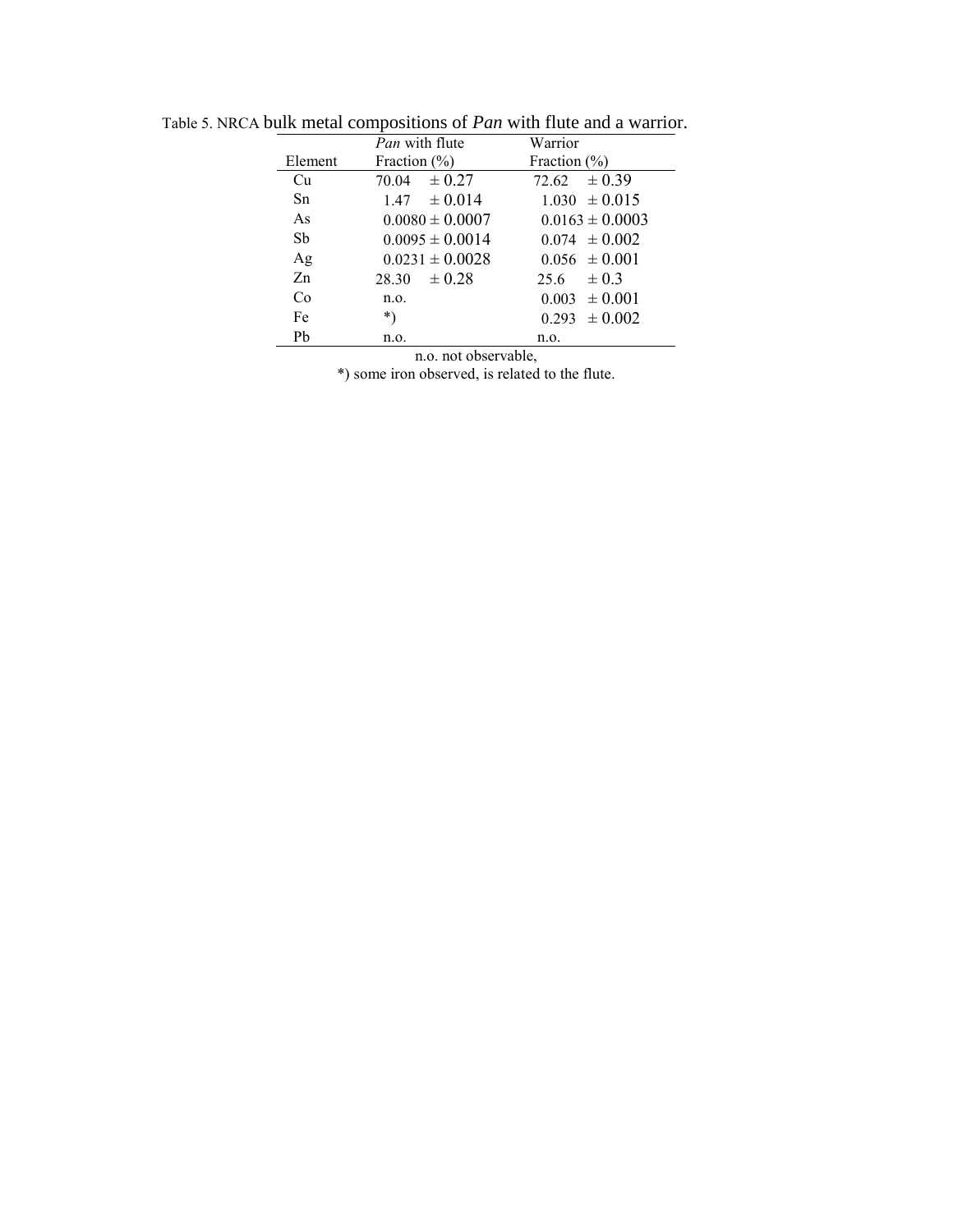Table 5. NRCA bulk metal compositions of *Pan* with flute and a warrior.

| Element | *Pan* with flute Fraction (%) | Warrior Fraction (%) |
|---|---|---|
| Cu | 70.04 ± 0.27 | 72.62 ± 0.39 |
| Sn | 1.47 ± 0.014 | 1.030 ± 0.015 |
| As | 0.0080 ± 0.0007 | 0.0163 ± 0.0003 |
| Sb | 0.0095 ± 0.0014 | 0.074 ± 0.002 |
| Ag | 0.0231 ± 0.0028 | 0.056 ± 0.001 |
| Zn | 28.30 ± 0.28 | 25.6 ± 0.3 |
| Co | n.o. | 0.003 ± 0.001 |
| Fe | *) | 0.293 ± 0.002 |
| Pb | n.o. | n.o. |

n.o. not observable,

*) some iron observed, is related to the flute.